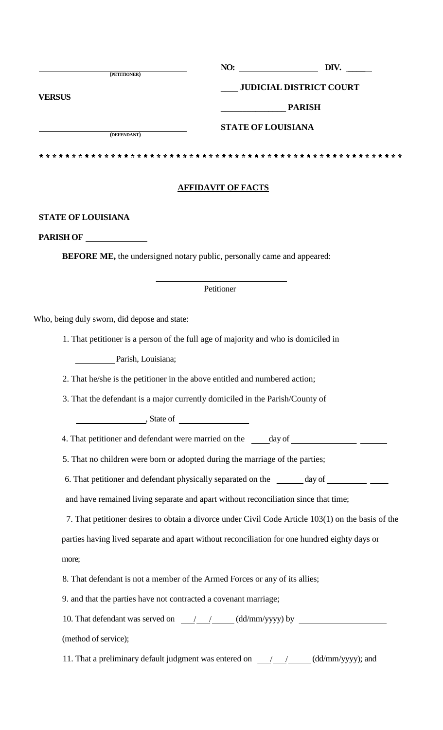| ______________________ (PETITIONER) | NO: ______________ DIV. ____ |
| --- | --- |
| | ____ JUDICIAL DISTRICT COURT |
| VERSUS | ____________ PARISH |
| ______________________ (DEFENDANT) | STATE OF LOUISIANA |

* * * * * * * * * * * * * * * * * * * * * * * * * * * * * * * * * * * * * * * * * * * * * * * * * * * * * * * *

## AFFIDAVIT OF FACTS

**STATE OF LOUISIANA**

**PARISH OF** ____________

**BEFORE ME,** the undersigned notary public, personally came and appeared:

______________________________
Petitioner

Who, being duly sworn, did depose and state:

1. That petitioner is a person of the full age of majority and who is domiciled in _________ Parish, Louisiana;
2. That he/she is the petitioner in the above entitled and numbered action;
3. That the defendant is a major currently domiciled in the Parish/County of _______________, State of _______________
4. That petitioner and defendant were married on the ____ day of ______________ ______
5. That no children were born or adopted during the marriage of the parties;
6. That petitioner and defendant physically separated on the ______ day of _________ ____ and have remained living separate and apart without reconciliation since that time;
7. That petitioner desires to obtain a divorce under Civil Code Article 103(1) on the basis of the parties having lived separate and apart without reconciliation for one hundred eighty days or more;
8. That defendant is not a member of the Armed Forces or any of its allies;
9. and that the parties have not contracted a covenant marriage;
10. That defendant was served on ___/___/_____ (dd/mm/yyyy) by ___________________ (method of service);
11. That a preliminary default judgment was entered on ___/___/_____ (dd/mm/yyyy); and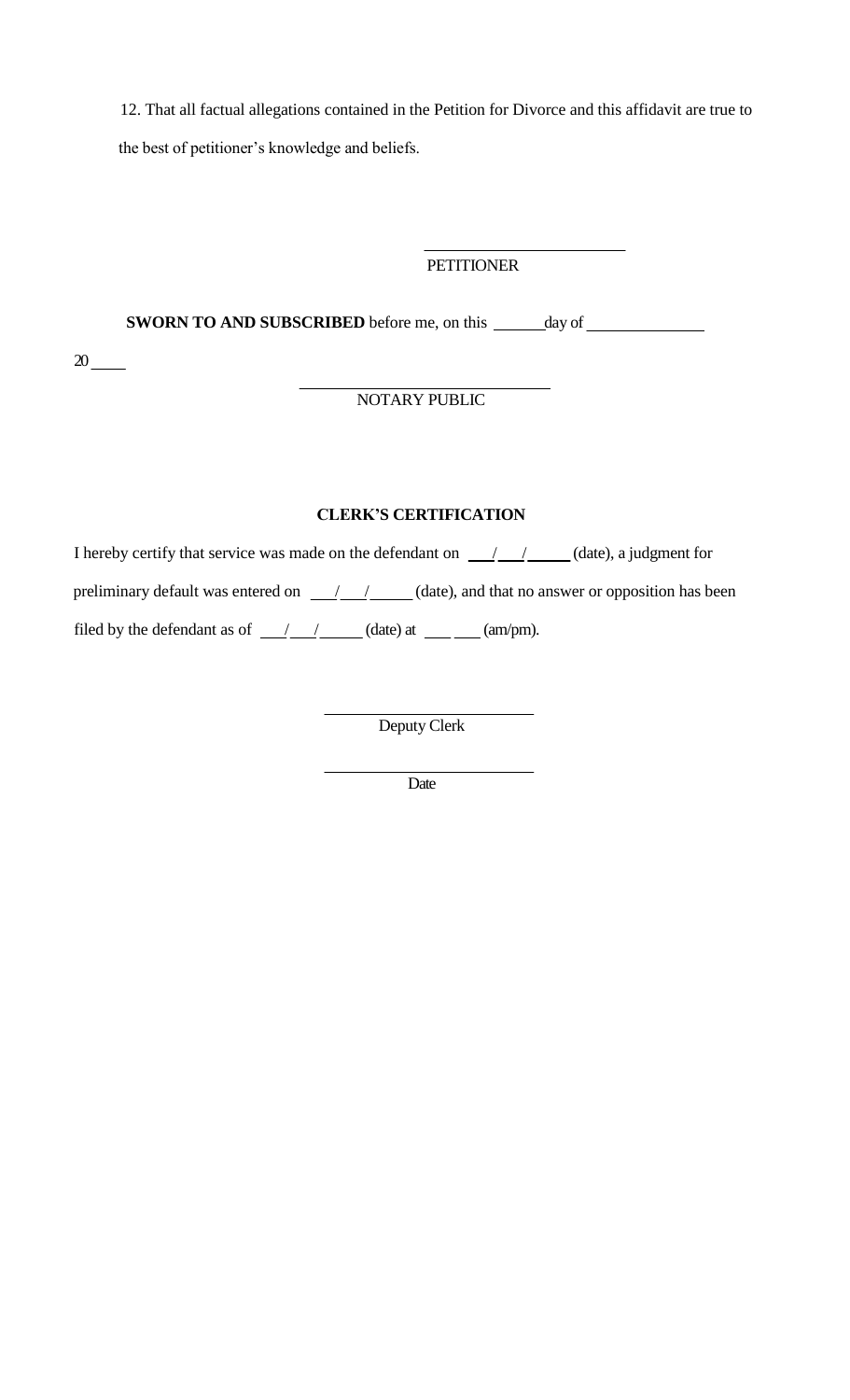12. That all factual allegations contained in the Petition for Divorce and this affidavit are true to the best of petitioner's knowledge and beliefs.

\_\_\_\_\_\_\_\_\_\_\_\_\_\_\_\_\_\_\_\_\_\_\_\_
PETITIONER

**SWORN TO AND SUBSCRIBED** before me, on this \_\_\_\_\_\_ day of \_\_\_\_\_\_\_\_\_\_\_\_\_\_

20\_\_\_\_

\_\_\_\_\_\_\_\_\_\_\_\_\_\_\_\_\_\_\_\_\_\_\_\_\_\_\_\_\_\_
NOTARY PUBLIC

## CLERK'S CERTIFICATION

I hereby certify that service was made on the defendant on \_\_\_/\_\_\_/\_\_\_\_\_ (date), a judgment for preliminary default was entered on \_\_\_/\_\_\_/\_\_\_\_\_ (date), and that no answer or opposition has been filed by the defendant as of \_\_\_/\_\_\_/\_\_\_\_\_ (date) at \_\_\_ \_\_\_ (am/pm).

\_\_\_\_\_\_\_\_\_\_\_\_\_\_\_\_\_\_\_\_\_\_\_\_\_
Deputy Clerk

\_\_\_\_\_\_\_\_\_\_\_\_\_\_\_\_\_\_\_\_\_\_\_\_\_
Date